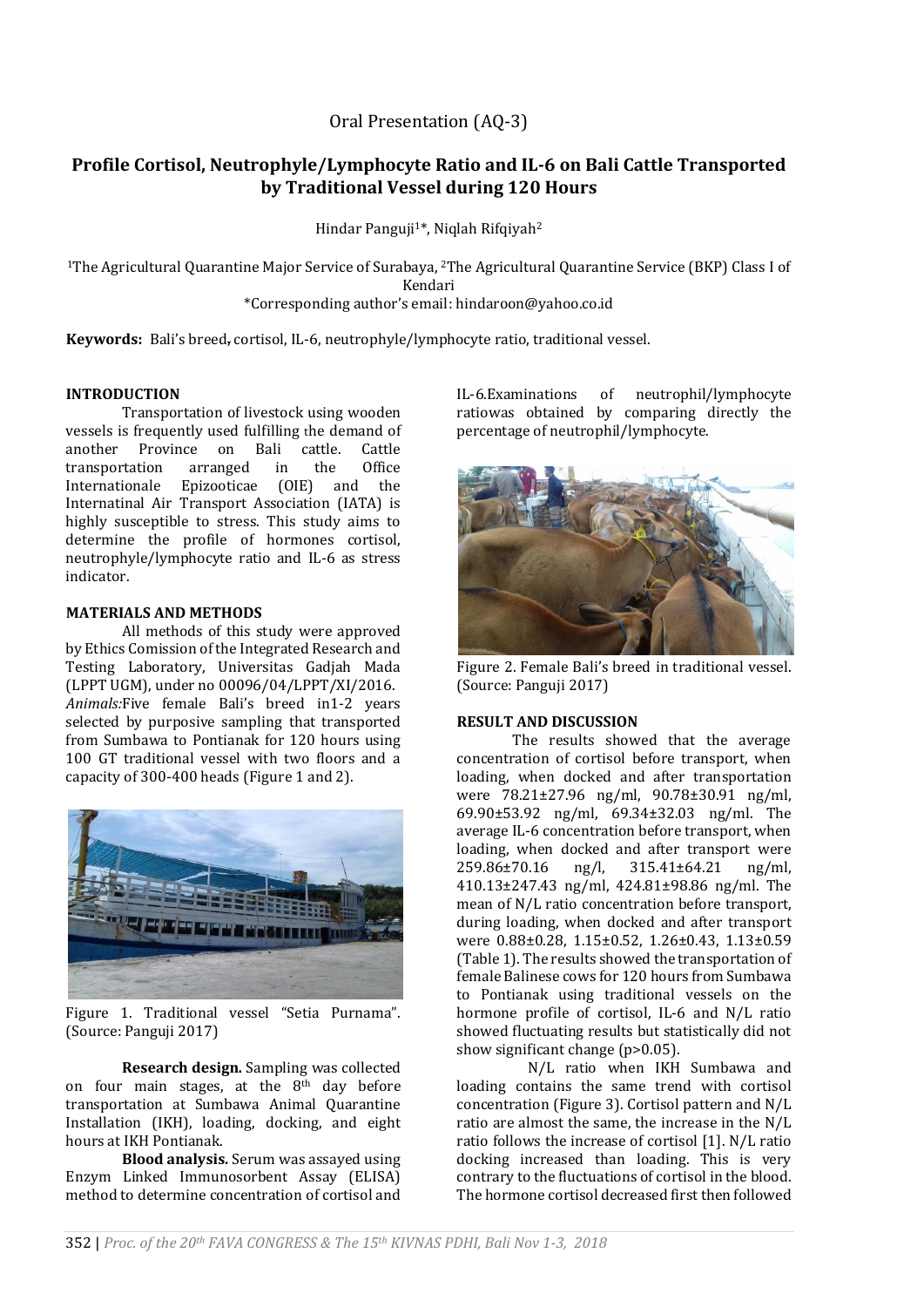Oral Presentation (AQ-3)

# Profile Cortisol, Neutrophyle/Lymphocyte Ratio and IL-6 on Bali Cattle Transported by Traditional Vessel during 120 Hours

Hindar Panguji[1]*, Niqlah Rifqiyah[2]

[1]The Agricultural Quarantine Major Service of Surabaya, [2]The Agricultural Quarantine Service (BKP) Class I of Kendari

*Corresponding author's email: hindaroon@yahoo.co.id

**Keywords:** Bali's breed, cortisol, IL-6, neutrophyle/lymphocyte ratio, traditional vessel.

## INTRODUCTION

Transportation of livestock using wooden vessels is frequently used fulfilling the demand of another Province on Bali cattle. Cattle transportation arranged in the Office Internationale Epizooticae (OIE) and the Internatinal Air Transport Association (IATA) is highly susceptible to stress. This study aims to determine the profile of hormones cortisol, neutrophyle/lymphocyte ratio and IL-6 as stress indicator.

## MATERIALS AND METHODS

All methods of this study were approved by Ethics Comission of the Integrated Research and Testing Laboratory, Universitas Gadjah Mada (LPPT UGM), under no 00096/04/LPPT/XI/2016. *Animals:*Five female Bali's breed in1-2 years selected by purposive sampling that transported from Sumbawa to Pontianak for 120 hours using 100 GT traditional vessel with two floors and a capacity of 300-400 heads (Figure 1 and 2).

Figure 1. Traditional vessel "Setia Purnama". (Source: Panguji 2017)

**Research design.** Sampling was collected on four main stages, at the 8th day before transportation at Sumbawa Animal Quarantine Installation (IKH), loading, docking, and eight hours at IKH Pontianak.

**Blood analysis.** Serum was assayed using Enzym Linked Immunosorbent Assay (ELISA) method to determine concentration of cortisol and IL-6.Examinations of neutrophil/lymphocyte ratiowas obtained by comparing directly the percentage of neutrophil/lymphocyte.

Figure 2. Female Bali's breed in traditional vessel. (Source: Panguji 2017)

## RESULT AND DISCUSSION

The results showed that the average concentration of cortisol before transport, when loading, when docked and after transportation were 78.21±27.96 ng/ml, 90.78±30.91 ng/ml, 69.90±53.92 ng/ml, 69.34±32.03 ng/ml. The average IL-6 concentration before transport, when loading, when docked and after transport were 259.86±70.16 ng/l, 315.41±64.21 ng/ml, 410.13±247.43 ng/ml, 424.81±98.86 ng/ml. The mean of N/L ratio concentration before transport, during loading, when docked and after transport were 0.88±0.28, 1.15±0.52, 1.26±0.43, 1.13±0.59 (Table 1). The results showed the transportation of female Balinese cows for 120 hours from Sumbawa to Pontianak using traditional vessels on the hormone profile of cortisol, IL-6 and N/L ratio showed fluctuating results but statistically did not show significant change ($p>0.05$).

N/L ratio when IKH Sumbawa and loading contains the same trend with cortisol concentration (Figure 3). Cortisol pattern and N/L ratio are almost the same, the increase in the N/L ratio follows the increase of cortisol [1]. N/L ratio docking increased than loading. This is very contrary to the fluctuations of cortisol in the blood. The hormone cortisol decreased first then followed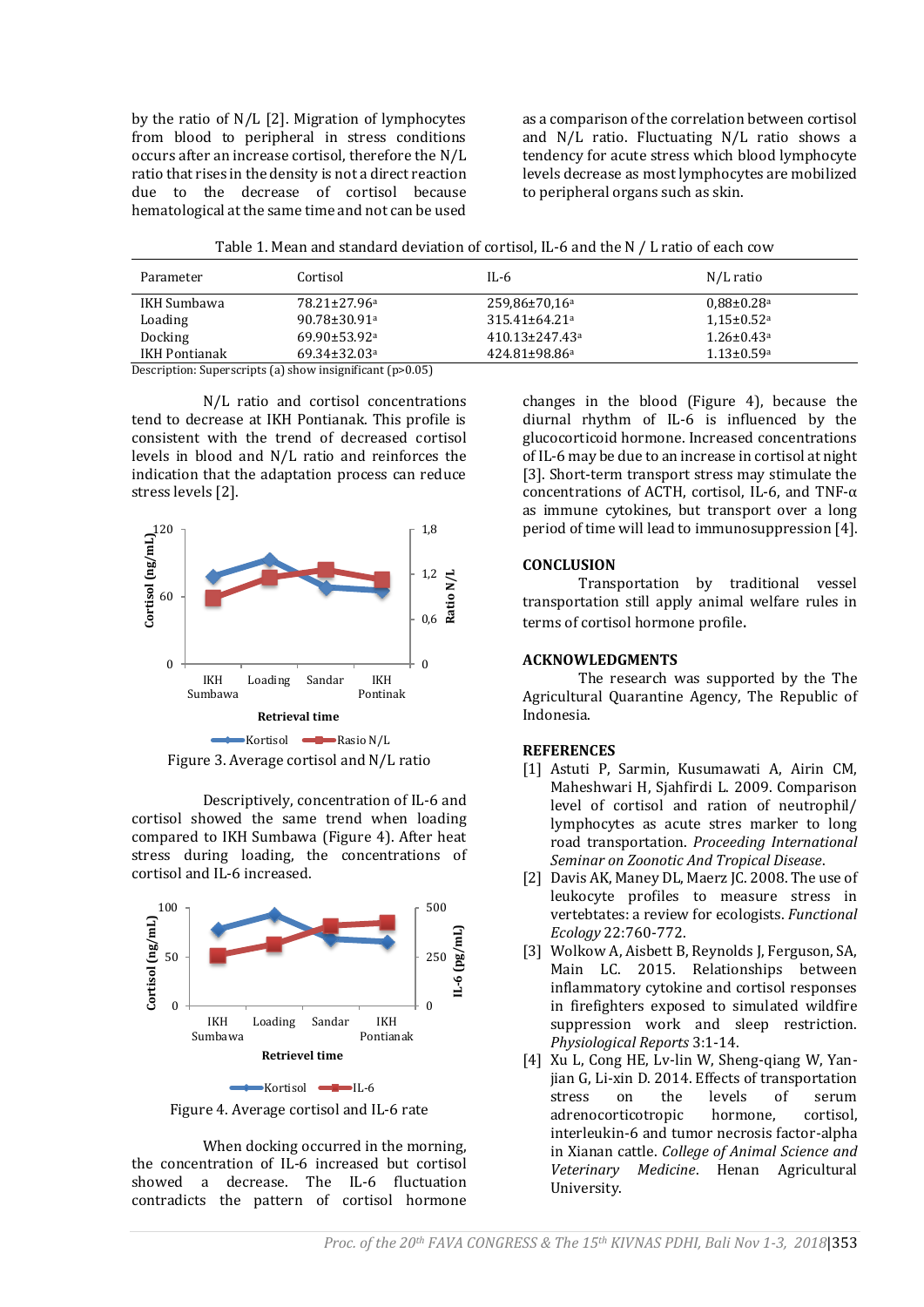by the ratio of N/L [2]. Migration of lymphocytes from blood to peripheral in stress conditions occurs after an increase cortisol, therefore the N/L ratio that rises in the density is not a direct reaction due to the decrease of cortisol because hematological at the same time and not can be used as a comparison of the correlation between cortisol and N/L ratio. Fluctuating N/L ratio shows a tendency for acute stress which blood lymphocyte levels decrease as most lymphocytes are mobilized to peripheral organs such as skin.

Table 1. Mean and standard deviation of cortisol, IL-6 and the N / L ratio of each cow

| Parameter | Cortisol | IL-6 | N/L ratio |
|---|---|---|---|
| IKH Sumbawa | 78.21±27.96[a] | 259,86±70,16[a] | 0,88±0.28[a] |
| Loading | 90.78±30.91[a] | 315.41±64.21[a] | 1,15±0.52[a] |
| Docking | 69.90±53.92[a] | 410.13±247.43[a] | 1.26±0.43[a] |
| IKH Pontianak | 69.34±32.03[a] | 424.81±98.86[a] | 1.13±0.59[a] |

Description: Superscripts (a) show insignificant (p>0.05)

N/L ratio and cortisol concentrations tend to decrease at IKH Pontianak. This profile is consistent with the trend of decreased cortisol levels in blood and N/L ratio and reinforces the indication that the adaptation process can reduce stress levels [2].

Cortisol (ng/mL)
120
60
0
Ratio N/L
1,8
1,2
0,6
0
IKH Sumbawa
Loading
Sandar
IKH Pontinak
Retrieval time
Kortisol
Rasio N/L

Figure 3. Average cortisol and N/L ratio

Descriptively, concentration of IL-6 and cortisol showed the same trend when loading compared to IKH Sumbawa (Figure 4). After heat stress during loading, the concentrations of cortisol and IL-6 increased.

Cortisol (ng/mL)
100
50
0
IL-6 (pg/mL)
500
250
0
IKH Sumbawa
Loading
Sandar
IKH Pontianak
Retrieved time
Kortisol
IL-6

Figure 4. Average cortisol and IL-6 rate

When docking occurred in the morning, the concentration of IL-6 increased but cortisol showed a decrease. The IL-6 fluctuation contradicts the pattern of cortisol hormone changes in the blood (Figure 4), because the diurnal rhythm of IL-6 is influenced by the glucocorticoid hormone. Increased concentrations of IL-6 may be due to an increase in cortisol at night [3]. Short-term transport stress may stimulate the concentrations of ACTH, cortisol, IL-6, and TNF-α as immune cytokines, but transport over a long period of time will lead to immunosuppression [4].

## CONCLUSION

Transportation by traditional vessel transportation still apply animal welfare rules in terms of cortisol hormone profile.

## ACKNOWLEDGMENTS

The research was supported by the The Agricultural Quarantine Agency, The Republic of Indonesia.

## REFERENCES

[1] Astuti P, Sarmin, Kusumawati A, Airin CM, Maheshwari H, Sjahfirdi L. 2009. Comparison level of cortisol and ration of neutrophil/ lymphocytes as acute stres marker to long road transportation. *Proceeding International Seminar on Zoonotic And Tropical Disease*.

[2] Davis AK, Maney DL, Maerz JC. 2008. The use of leukocyte profiles to measure stress in vertebtates: a review for ecologists. *Functional Ecology* 22:760-772.

[3] Wolkow A, Aisbett B, Reynolds J, Ferguson, SA, Main LC. 2015. Relationships between inflammatory cytokine and cortisol responses in firefighters exposed to simulated wildfire suppression work and sleep restriction. *Physiological Reports* 3:1-14.

[4] Xu L, Cong HE, Lv-lin W, Sheng-qiang W, Yan-jian G, Li-xin D. 2014. Effects of transportation stress on the levels of serum adrenocorticotropic hormone, cortisol, interleukin-6 and tumor necrosis factor-alpha in Xianan cattle. *College of Animal Science and Veterinary Medicine*. Henan Agricultural University.